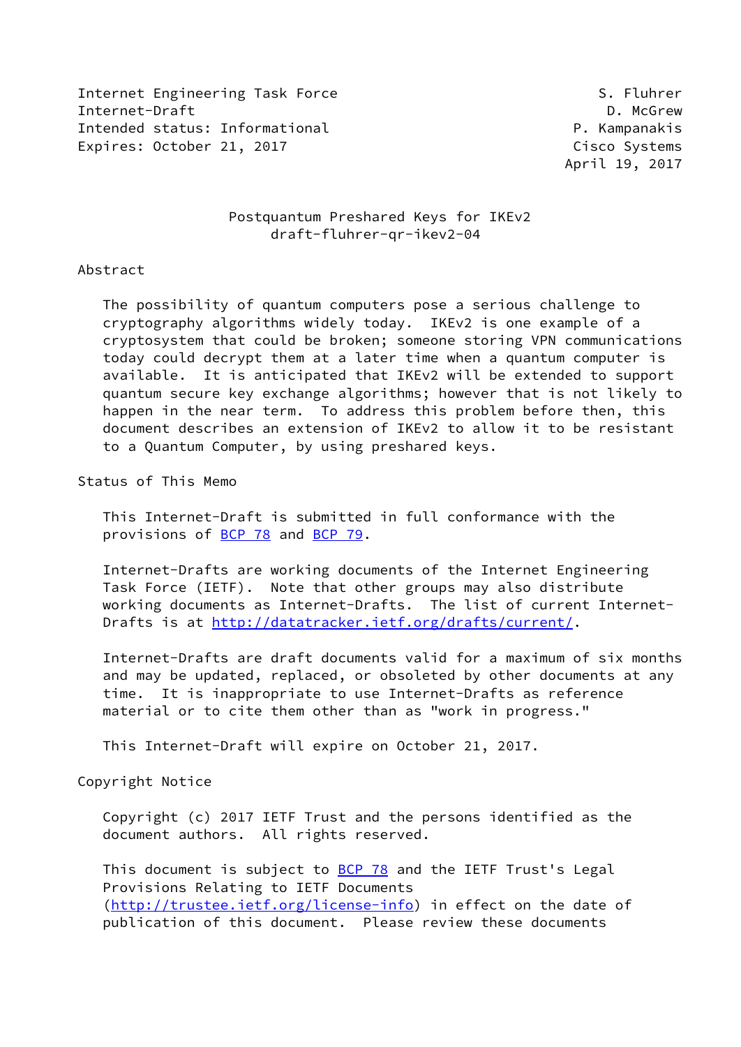Internet Engineering Task Force S. Fluhrer
Internet-Draft D. McGrew
Intended status: Informational P. Kampanakis
Expires: October 21, 2017 Cisco Systems
April 19, 2017

# Postquantum Preshared Keys for IKEv2
draft-fluhrer-qr-ikev2-04

## Abstract

The possibility of quantum computers pose a serious challenge to cryptography algorithms widely today. IKEv2 is one example of a cryptosystem that could be broken; someone storing VPN communications today could decrypt them at a later time when a quantum computer is available. It is anticipated that IKEv2 will be extended to support quantum secure key exchange algorithms; however that is not likely to happen in the near term. To address this problem before then, this document describes an extension of IKEv2 to allow it to be resistant to a Quantum Computer, by using preshared keys.

## Status of This Memo

This Internet-Draft is submitted in full conformance with the provisions of BCP 78 and BCP 79.

Internet-Drafts are working documents of the Internet Engineering Task Force (IETF). Note that other groups may also distribute working documents as Internet-Drafts. The list of current Internet-Drafts is at http://datatracker.ietf.org/drafts/current/.

Internet-Drafts are draft documents valid for a maximum of six months and may be updated, replaced, or obsoleted by other documents at any time. It is inappropriate to use Internet-Drafts as reference material or to cite them other than as "work in progress."

This Internet-Draft will expire on October 21, 2017.

## Copyright Notice

Copyright (c) 2017 IETF Trust and the persons identified as the document authors. All rights reserved.

This document is subject to BCP 78 and the IETF Trust's Legal Provisions Relating to IETF Documents (http://trustee.ietf.org/license-info) in effect on the date of publication of this document. Please review these documents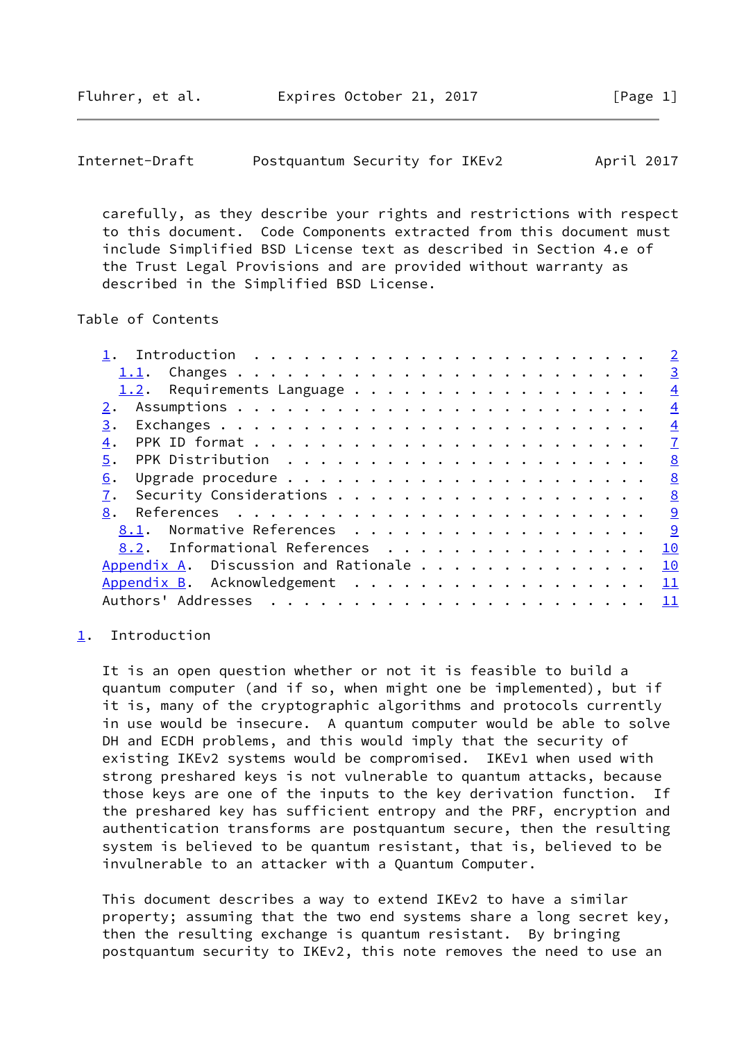carefully, as they describe your rights and restrictions with respect to this document. Code Components extracted from this document must include Simplified BSD License text as described in Section 4.e of the Trust Legal Provisions and are provided without warranty as described in the Simplified BSD License.

Table of Contents

- 1. Introduction . . . . . . . . . . . . . . . . . . . . . . . . 2
  - 1.1. Changes . . . . . . . . . . . . . . . . . . . . . . . . 3
  - 1.2. Requirements Language . . . . . . . . . . . . . . . . . 4
- 2. Assumptions . . . . . . . . . . . . . . . . . . . . . . . . 4
- 3. Exchanges . . . . . . . . . . . . . . . . . . . . . . . . . 4
- 4. PPK ID format . . . . . . . . . . . . . . . . . . . . . . . 7
- 5. PPK Distribution . . . . . . . . . . . . . . . . . . . . . . 8
- 6. Upgrade procedure . . . . . . . . . . . . . . . . . . . . . 8
- 7. Security Considerations . . . . . . . . . . . . . . . . . . 8
- 8. References . . . . . . . . . . . . . . . . . . . . . . . . . 9
  - 8.1. Normative References . . . . . . . . . . . . . . . . . 9
  - 8.2. Informational References . . . . . . . . . . . . . . . 10
- Appendix A. Discussion and Rationale . . . . . . . . . . . . . . 10
- Appendix B. Acknowledgement . . . . . . . . . . . . . . . . . . 11
- Authors' Addresses . . . . . . . . . . . . . . . . . . . . . . . 11

## 1. Introduction

It is an open question whether or not it is feasible to build a quantum computer (and if so, when might one be implemented), but if it is, many of the cryptographic algorithms and protocols currently in use would be insecure. A quantum computer would be able to solve DH and ECDH problems, and this would imply that the security of existing IKEv2 systems would be compromised. IKEv1 when used with strong preshared keys is not vulnerable to quantum attacks, because those keys are one of the inputs to the key derivation function. If the preshared key has sufficient entropy and the PRF, encryption and authentication transforms are postquantum secure, then the resulting system is believed to be quantum resistant, that is, believed to be invulnerable to an attacker with a Quantum Computer.

This document describes a way to extend IKEv2 to have a similar property; assuming that the two end systems share a long secret key, then the resulting exchange is quantum resistant. By bringing postquantum security to IKEv2, this note removes the need to use an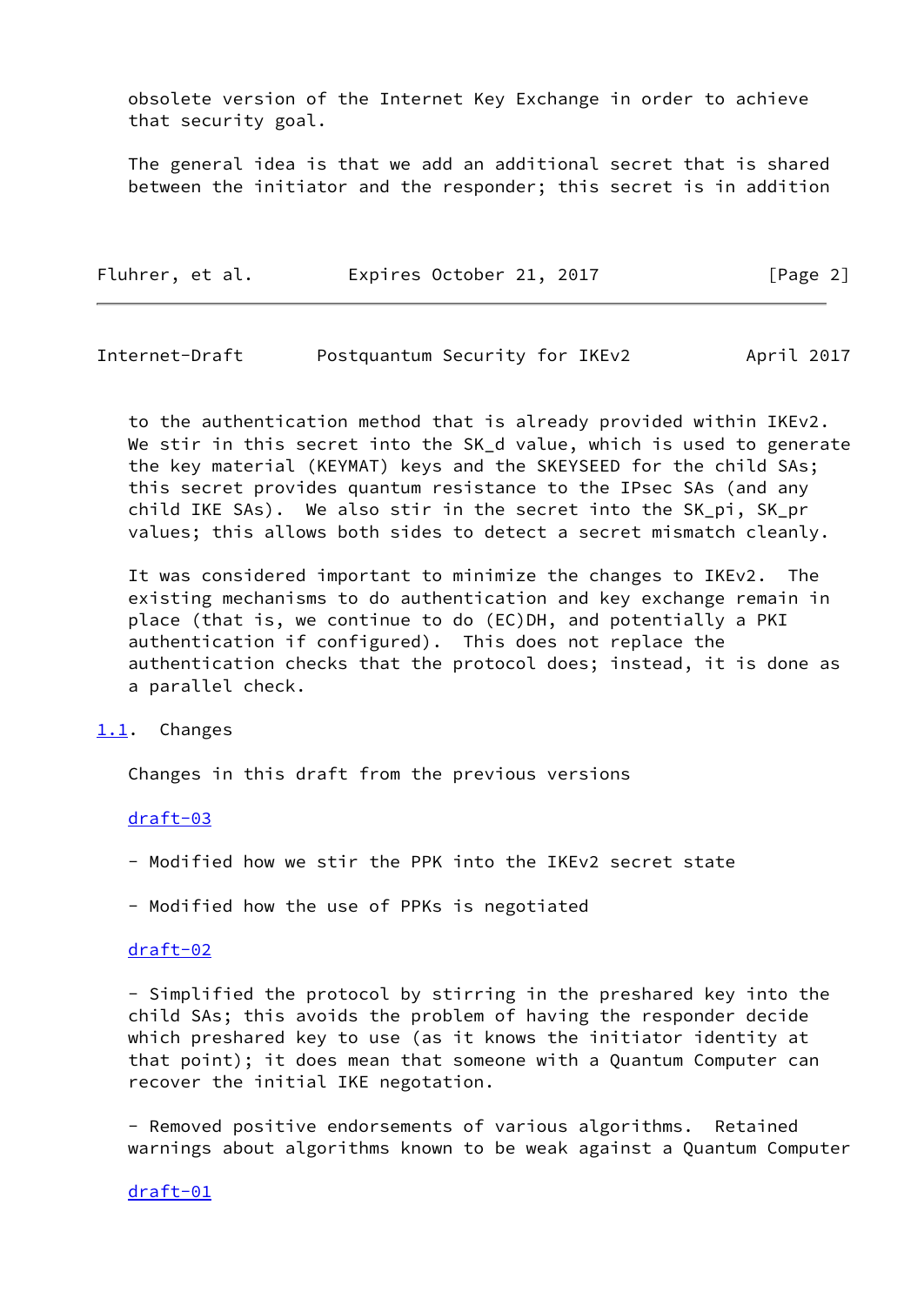obsolete version of the Internet Key Exchange in order to achieve that security goal.

The general idea is that we add an additional secret that is shared between the initiator and the responder; this secret is in addition to the authentication method that is already provided within IKEv2. We stir in this secret into the SK_d value, which is used to generate the key material (KEYMAT) keys and the SKEYSEED for the child SAs; this secret provides quantum resistance to the IPsec SAs (and any child IKE SAs). We also stir in the secret into the SK_pi, SK_pr values; this allows both sides to detect a secret mismatch cleanly.

It was considered important to minimize the changes to IKEv2. The existing mechanisms to do authentication and key exchange remain in place (that is, we continue to do (EC)DH, and potentially a PKI authentication if configured). This does not replace the authentication checks that the protocol does; instead, it is done as a parallel check.

## 1.1. Changes

Changes in this draft from the previous versions

draft-03

- Modified how we stir the PPK into the IKEv2 secret state

- Modified how the use of PPKs is negotiated

draft-02

- Simplified the protocol by stirring in the preshared key into the child SAs; this avoids the problem of having the responder decide which preshared key to use (as it knows the initiator identity at that point); it does mean that someone with a Quantum Computer can recover the initial IKE negotation.

- Removed positive endorsements of various algorithms. Retained warnings about algorithms known to be weak against a Quantum Computer

draft-01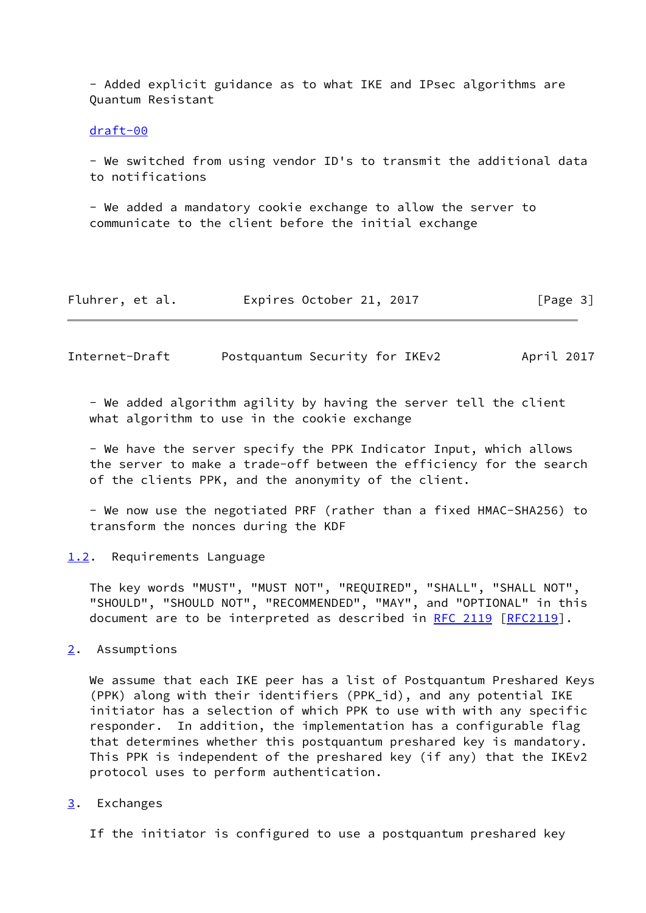- Added explicit guidance as to what IKE and IPsec algorithms are Quantum Resistant

draft-00

- We switched from using vendor ID's to transmit the additional data to notifications

- We added a mandatory cookie exchange to allow the server to communicate to the client before the initial exchange

- We added algorithm agility by having the server tell the client what algorithm to use in the cookie exchange

- We have the server specify the PPK Indicator Input, which allows the server to make a trade-off between the efficiency for the search of the clients PPK, and the anonymity of the client.

- We now use the negotiated PRF (rather than a fixed HMAC-SHA256) to transform the nonces during the KDF

### 1.2. Requirements Language

The key words "MUST", "MUST NOT", "REQUIRED", "SHALL", "SHALL NOT", "SHOULD", "SHOULD NOT", "RECOMMENDED", "MAY", and "OPTIONAL" in this document are to be interpreted as described in RFC 2119 [RFC2119].

## 2. Assumptions

We assume that each IKE peer has a list of Postquantum Preshared Keys (PPK) along with their identifiers (PPK_id), and any potential IKE initiator has a selection of which PPK to use with with any specific responder. In addition, the implementation has a configurable flag that determines whether this postquantum preshared key is mandatory. This PPK is independent of the preshared key (if any) that the IKEv2 protocol uses to perform authentication.

## 3. Exchanges

If the initiator is configured to use a postquantum preshared key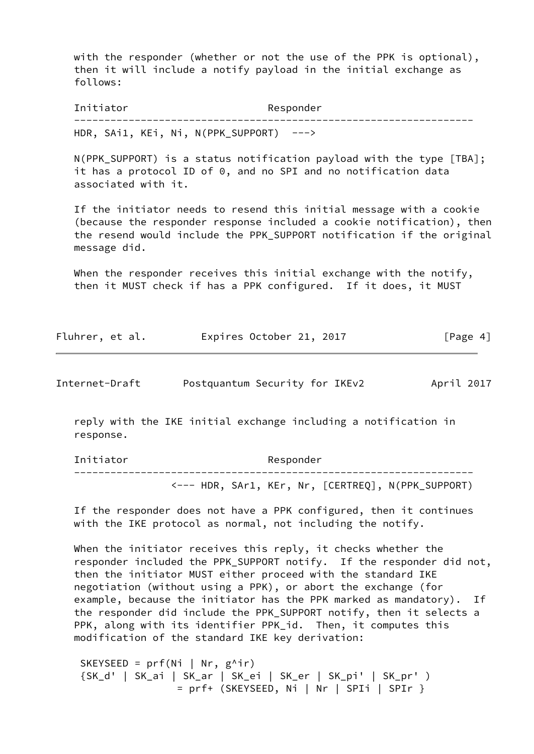with the responder (whether or not the use of the PPK is optional), then it will include a notify payload in the initial exchange as follows:

```
Initiator                         Responder
------------------------------------------------------------------
HDR, SAi1, KEi, Ni, N(PPK_SUPPORT)  --->
```

N(PPK_SUPPORT) is a status notification payload with the type [TBA]; it has a protocol ID of 0, and no SPI and no notification data associated with it.

If the initiator needs to resend this initial message with a cookie (because the responder response included a cookie notification), then the resend would include the PPK_SUPPORT notification if the original message did.

When the responder receives this initial exchange with the notify, then it MUST check if has a PPK configured. If it does, it MUST reply with the IKE initial exchange including a notification in response.

```
Initiator                         Responder
------------------------------------------------------------------
               <--- HDR, SAr1, KEr, Nr, [CERTREQ], N(PPK_SUPPORT)
```

If the responder does not have a PPK configured, then it continues with the IKE protocol as normal, not including the notify.

When the initiator receives this reply, it checks whether the responder included the PPK_SUPPORT notify. If the responder did not, then the initiator MUST either proceed with the standard IKE negotiation (without using a PPK), or abort the exchange (for example, because the initiator has the PPK marked as mandatory). If the responder did include the PPK_SUPPORT notify, then it selects a PPK, along with its identifier PPK_id. Then, it computes this modification of the standard IKE key derivation:

```
 SKEYSEED = prf(Ni | Nr, g^ir)
 {SK_d' | SK_ai | SK_ar | SK_ei | SK_er | SK_pi' | SK_pr' )
                 = prf+ (SKEYSEED, Ni | Nr | SPIi | SPIr }
```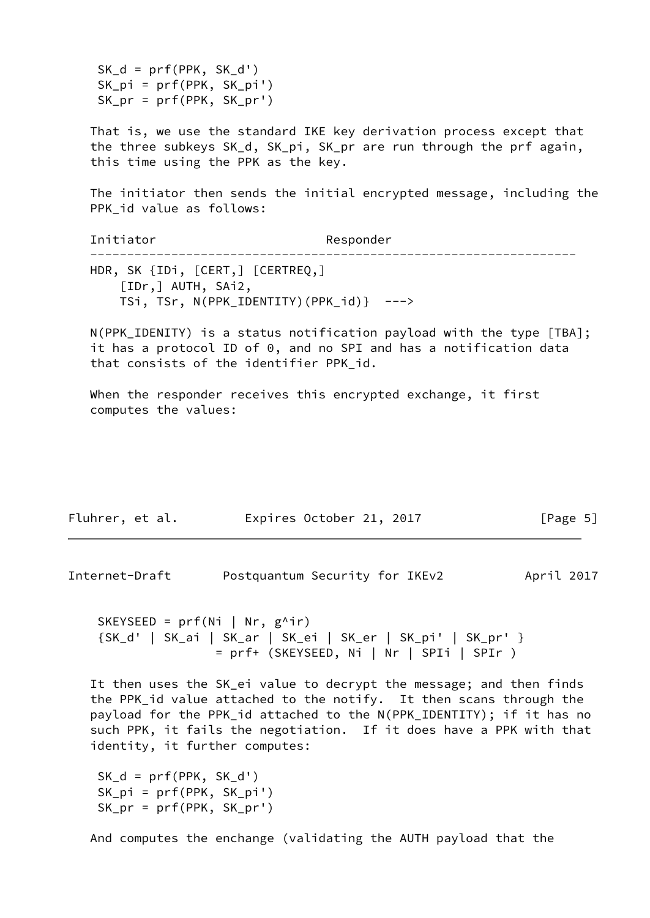```
SK_d = prf(PPK, SK_d')
SK_pi = prf(PPK, SK_pi')
SK_pr = prf(PPK, SK_pr')
```

That is, we use the standard IKE key derivation process except that the three subkeys SK_d, SK_pi, SK_pr are run through the prf again, this time using the PPK as the key.

The initiator then sends the initial encrypted message, including the PPK_id value as follows:

```
Initiator                         Responder
-------------------------------------------------------------------
HDR, SK {IDi, [CERT,] [CERTREQ,]
    [IDr,] AUTH, SAi2,
    TSi, TSr, N(PPK_IDENTITY)(PPK_id)}  --->
```

N(PPK_IDENITY) is a status notification payload with the type [TBA]; it has a protocol ID of 0, and no SPI and has a notification data that consists of the identifier PPK_id.

When the responder receives this encrypted exchange, it first computes the values:

```
SKEYSEED = prf(Ni | Nr, g^ir)
{SK_d' | SK_ai | SK_ar | SK_ei | SK_er | SK_pi' | SK_pr' }
                = prf+ (SKEYSEED, Ni | Nr | SPIi | SPIr )
```

It then uses the SK_ei value to decrypt the message; and then finds the PPK_id value attached to the notify. It then scans through the payload for the PPK_id attached to the N(PPK_IDENTITY); if it has no such PPK, it fails the negotiation. If it does have a PPK with that identity, it further computes:

```
SK_d = prf(PPK, SK_d')
SK_pi = prf(PPK, SK_pi')
SK_pr = prf(PPK, SK_pr')
```

And computes the enchange (validating the AUTH payload that the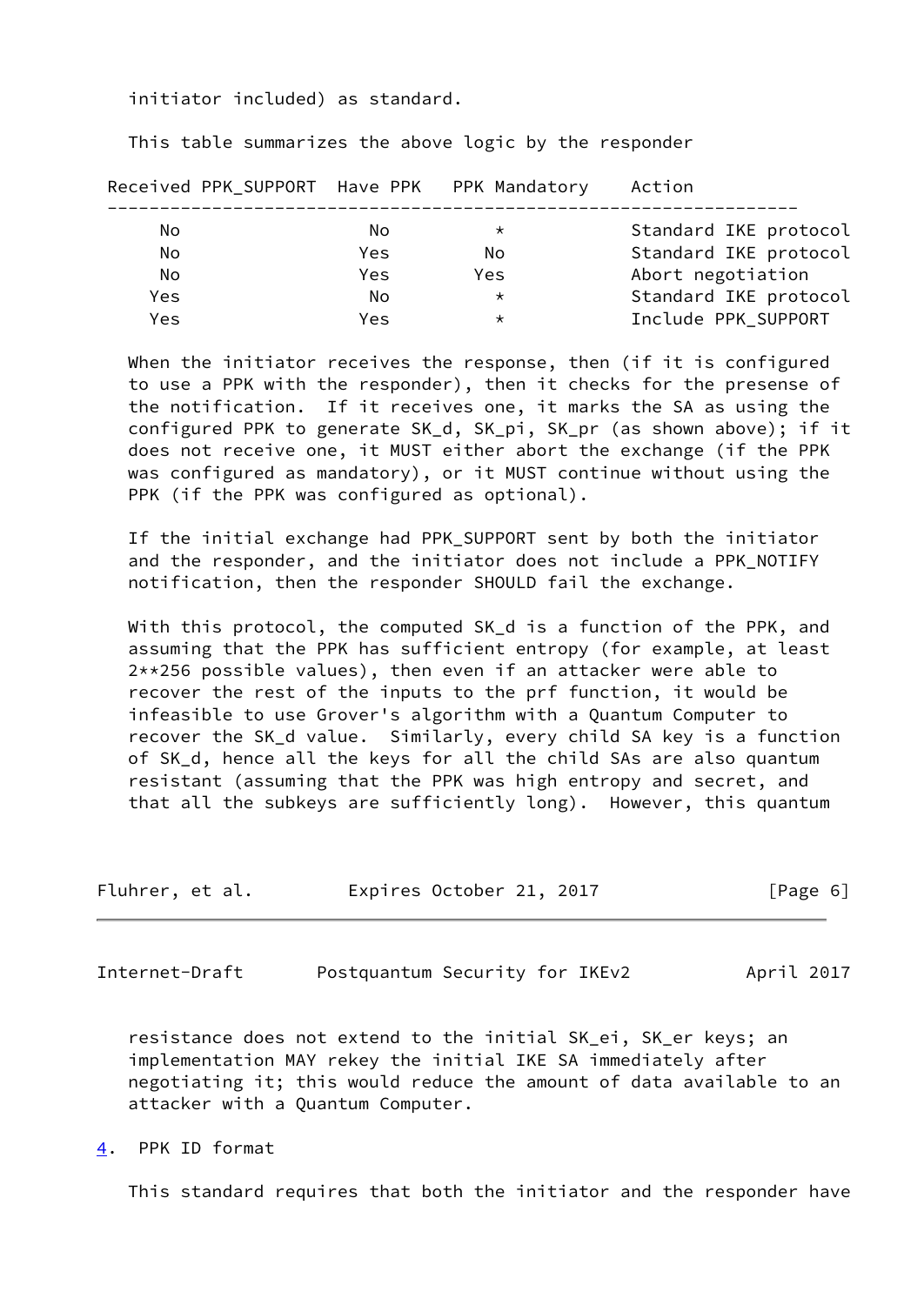initiator included) as standard.

This table summarizes the above logic by the responder

| Received PPK_SUPPORT | Have PPK | PPK Mandatory | Action |
|---|---|---|---|
| No | No | * | Standard IKE protocol |
| No | Yes | No | Standard IKE protocol |
| No | Yes | Yes | Abort negotiation |
| Yes | No | * | Standard IKE protocol |
| Yes | Yes | * | Include PPK_SUPPORT |

When the initiator receives the response, then (if it is configured to use a PPK with the responder), then it checks for the presense of the notification. If it receives one, it marks the SA as using the configured PPK to generate SK_d, SK_pi, SK_pr (as shown above); if it does not receive one, it MUST either abort the exchange (if the PPK was configured as mandatory), or it MUST continue without using the PPK (if the PPK was configured as optional).

If the initial exchange had PPK_SUPPORT sent by both the initiator and the responder, and the initiator does not include a PPK_NOTIFY notification, then the responder SHOULD fail the exchange.

With this protocol, the computed SK_d is a function of the PPK, and assuming that the PPK has sufficient entropy (for example, at least 2**256 possible values), then even if an attacker were able to recover the rest of the inputs to the prf function, it would be infeasible to use Grover's algorithm with a Quantum Computer to recover the SK_d value. Similarly, every child SA key is a function of SK_d, hence all the keys for all the child SAs are also quantum resistant (assuming that the PPK was high entropy and secret, and that all the subkeys are sufficiently long). However, this quantum resistance does not extend to the initial SK_ei, SK_er keys; an implementation MAY rekey the initial IKE SA immediately after negotiating it; this would reduce the amount of data available to an attacker with a Quantum Computer.

## 4. PPK ID format

This standard requires that both the initiator and the responder have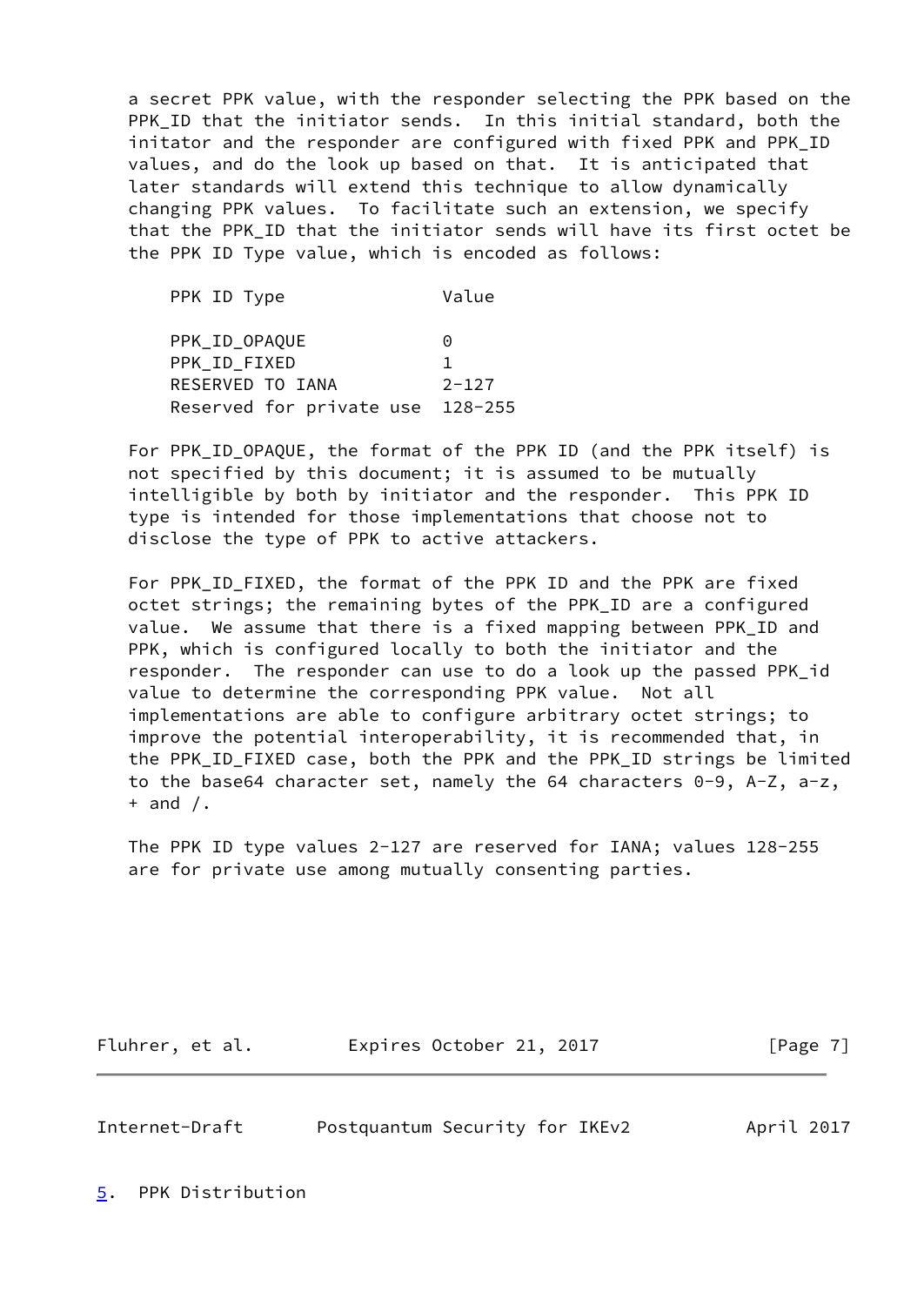a secret PPK value, with the responder selecting the PPK based on the PPK_ID that the initiator sends. In this initial standard, both the initator and the responder are configured with fixed PPK and PPK_ID values, and do the look up based on that. It is anticipated that later standards will extend this technique to allow dynamically changing PPK values. To facilitate such an extension, we specify that the PPK_ID that the initiator sends will have its first octet be the PPK ID Type value, which is encoded as follows:

| PPK ID Type | Value |
|---|---|
| PPK_ID_OPAQUE | 0 |
| PPK_ID_FIXED | 1 |
| RESERVED TO IANA | 2-127 |
| Reserved for private use | 128-255 |

For PPK_ID_OPAQUE, the format of the PPK ID (and the PPK itself) is not specified by this document; it is assumed to be mutually intelligible by both by initiator and the responder. This PPK ID type is intended for those implementations that choose not to disclose the type of PPK to active attackers.

For PPK_ID_FIXED, the format of the PPK ID and the PPK are fixed octet strings; the remaining bytes of the PPK_ID are a configured value. We assume that there is a fixed mapping between PPK_ID and PPK, which is configured locally to both the initiator and the responder. The responder can use to do a look up the passed PPK_id value to determine the corresponding PPK value. Not all implementations are able to configure arbitrary octet strings; to improve the potential interoperability, it is recommended that, in the PPK_ID_FIXED case, both the PPK and the PPK_ID strings be limited to the base64 character set, namely the 64 characters 0-9, A-Z, a-z, + and /.

The PPK ID type values 2-127 are reserved for IANA; values 128-255 are for private use among mutually consenting parties.

## 5. PPK Distribution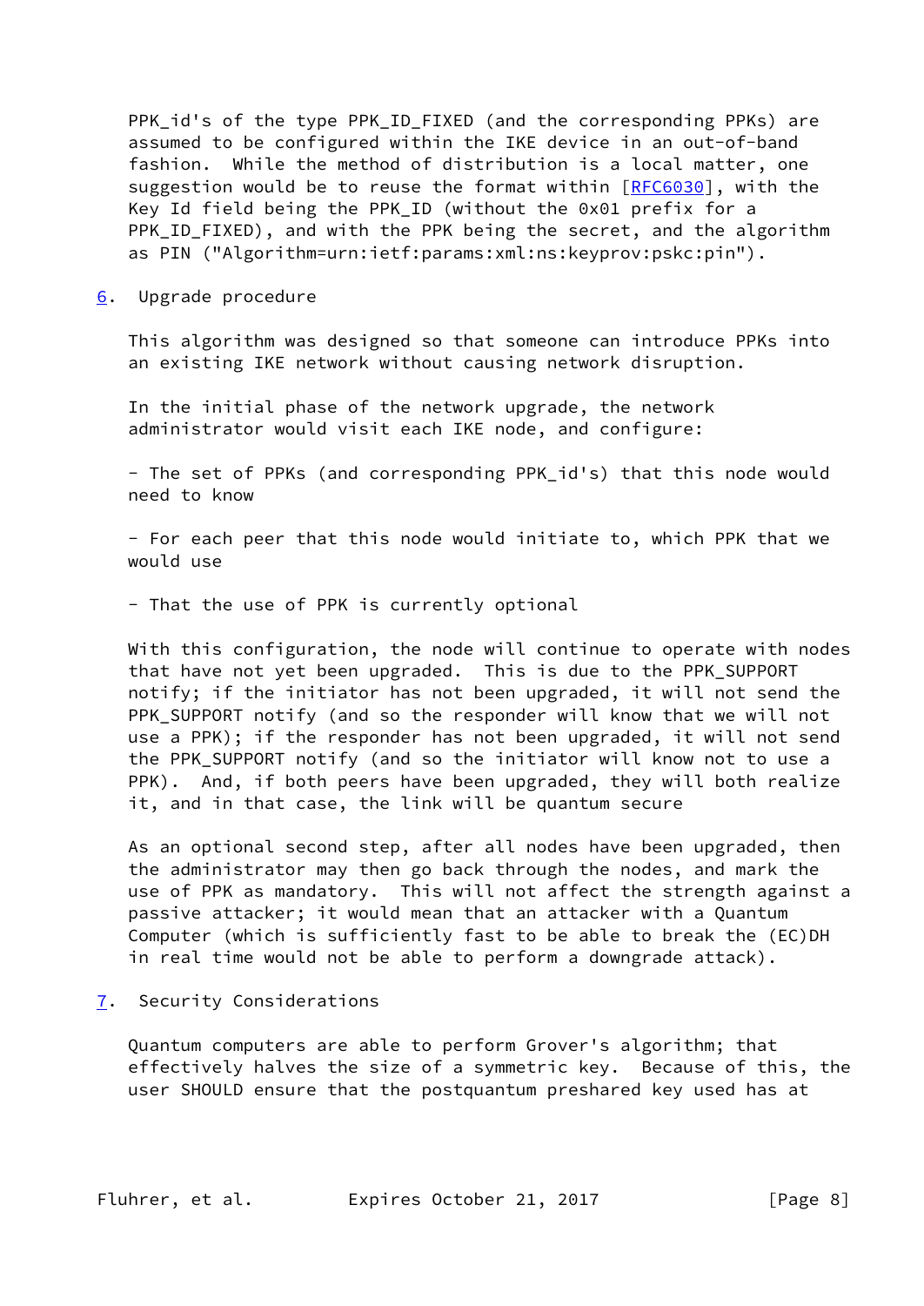PPK_id's of the type PPK_ID_FIXED (and the corresponding PPKs) are assumed to be configured within the IKE device in an out-of-band fashion. While the method of distribution is a local matter, one suggestion would be to reuse the format within [RFC6030], with the Key Id field being the PPK_ID (without the 0x01 prefix for a PPK_ID_FIXED), and with the PPK being the secret, and the algorithm as PIN ("Algorithm=urn:ietf:params:xml:ns:keyprov:pskc:pin").

## 6. Upgrade procedure

This algorithm was designed so that someone can introduce PPKs into an existing IKE network without causing network disruption.

In the initial phase of the network upgrade, the network administrator would visit each IKE node, and configure:

- The set of PPKs (and corresponding PPK_id's) that this node would need to know

- For each peer that this node would initiate to, which PPK that we would use

- That the use of PPK is currently optional

With this configuration, the node will continue to operate with nodes that have not yet been upgraded. This is due to the PPK_SUPPORT notify; if the initiator has not been upgraded, it will not send the PPK_SUPPORT notify (and so the responder will know that we will not use a PPK); if the responder has not been upgraded, it will not send the PPK_SUPPORT notify (and so the initiator will know not to use a PPK). And, if both peers have been upgraded, they will both realize it, and in that case, the link will be quantum secure

As an optional second step, after all nodes have been upgraded, then the administrator may then go back through the nodes, and mark the use of PPK as mandatory. This will not affect the strength against a passive attacker; it would mean that an attacker with a Quantum Computer (which is sufficiently fast to be able to break the (EC)DH in real time would not be able to perform a downgrade attack).

## 7. Security Considerations

Quantum computers are able to perform Grover's algorithm; that effectively halves the size of a symmetric key. Because of this, the user SHOULD ensure that the postquantum preshared key used has at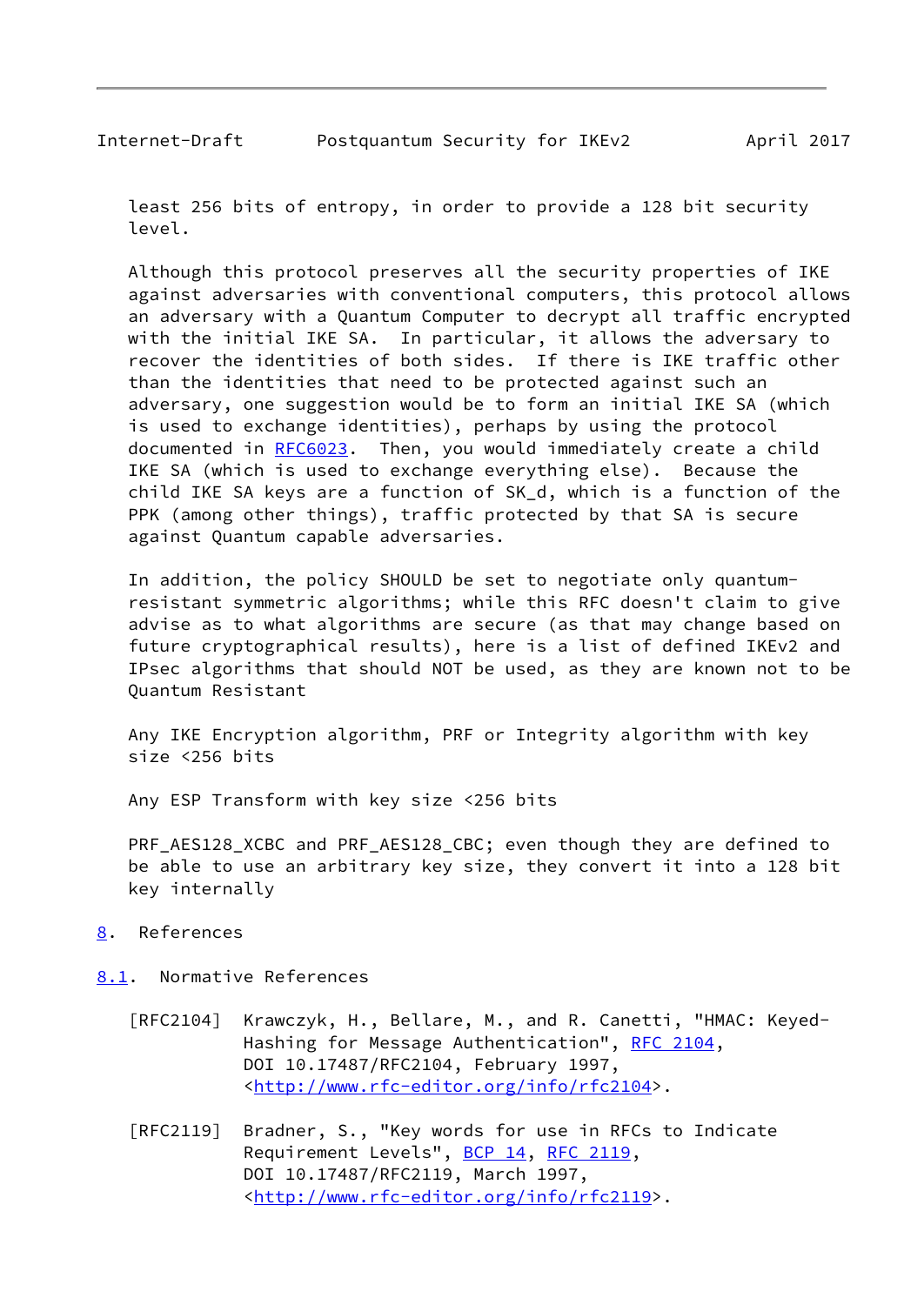least 256 bits of entropy, in order to provide a 128 bit security level.

Although this protocol preserves all the security properties of IKE against adversaries with conventional computers, this protocol allows an adversary with a Quantum Computer to decrypt all traffic encrypted with the initial IKE SA. In particular, it allows the adversary to recover the identities of both sides. If there is IKE traffic other than the identities that need to be protected against such an adversary, one suggestion would be to form an initial IKE SA (which is used to exchange identities), perhaps by using the protocol documented in RFC6023. Then, you would immediately create a child IKE SA (which is used to exchange everything else). Because the child IKE SA keys are a function of SK_d, which is a function of the PPK (among other things), traffic protected by that SA is secure against Quantum capable adversaries.

In addition, the policy SHOULD be set to negotiate only quantum-resistant symmetric algorithms; while this RFC doesn't claim to give advise as to what algorithms are secure (as that may change based on future cryptographical results), here is a list of defined IKEv2 and IPsec algorithms that should NOT be used, as they are known not to be Quantum Resistant

Any IKE Encryption algorithm, PRF or Integrity algorithm with key size <256 bits

Any ESP Transform with key size <256 bits

PRF_AES128_XCBC and PRF_AES128_CBC; even though they are defined to be able to use an arbitrary key size, they convert it into a 128 bit key internally

## 8. References

### 8.1. Normative References

[RFC2104] Krawczyk, H., Bellare, M., and R. Canetti, "HMAC: Keyed-Hashing for Message Authentication", RFC 2104, DOI 10.17487/RFC2104, February 1997, <http://www.rfc-editor.org/info/rfc2104>.

[RFC2119] Bradner, S., "Key words for use in RFCs to Indicate Requirement Levels", BCP 14, RFC 2119, DOI 10.17487/RFC2119, March 1997, <http://www.rfc-editor.org/info/rfc2119>.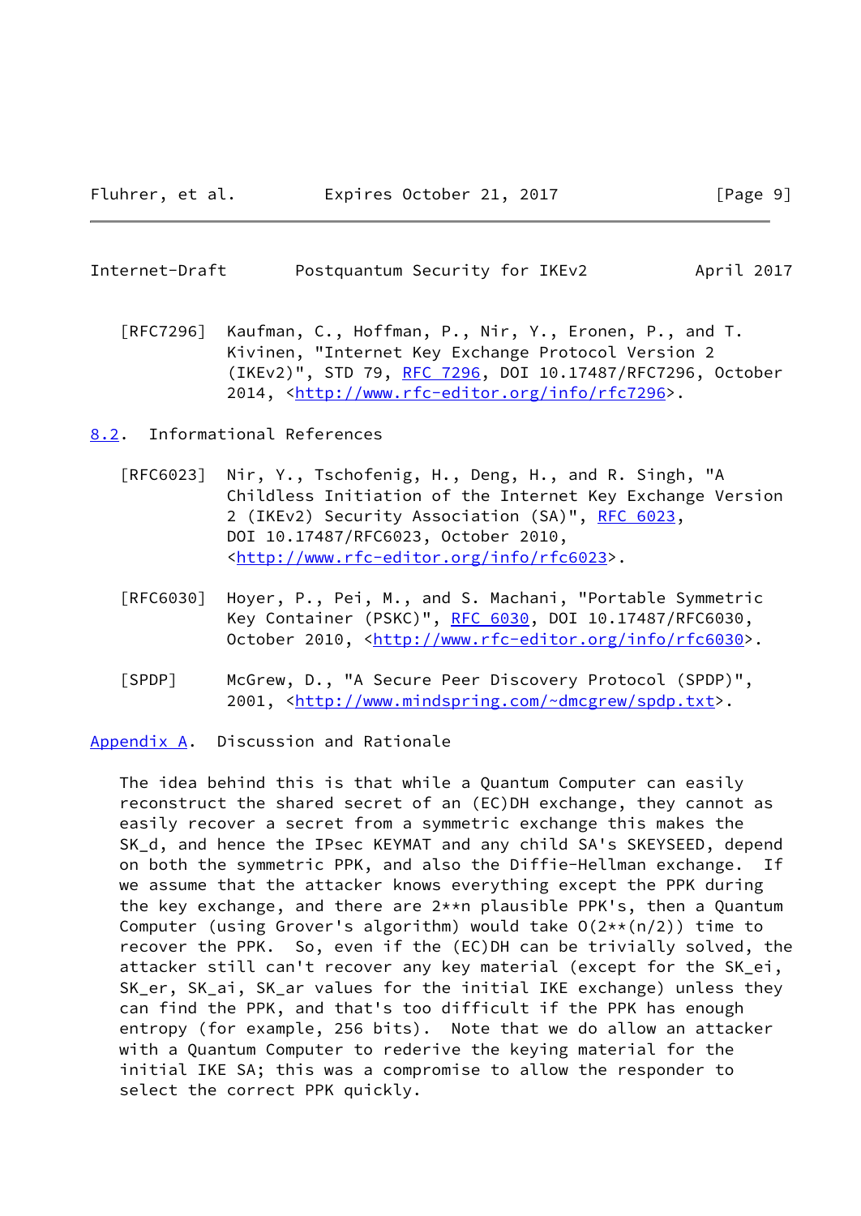[RFC7296] Kaufman, C., Hoffman, P., Nir, Y., Eronen, P., and T. Kivinen, "Internet Key Exchange Protocol Version 2 (IKEv2)", STD 79, RFC 7296, DOI 10.17487/RFC7296, October 2014, <http://www.rfc-editor.org/info/rfc7296>.

## 8.2. Informational References

[RFC6023] Nir, Y., Tschofenig, H., Deng, H., and R. Singh, "A Childless Initiation of the Internet Key Exchange Version 2 (IKEv2) Security Association (SA)", RFC 6023, DOI 10.17487/RFC6023, October 2010, <http://www.rfc-editor.org/info/rfc6023>.

[RFC6030] Hoyer, P., Pei, M., and S. Machani, "Portable Symmetric Key Container (PSKC)", RFC 6030, DOI 10.17487/RFC6030, October 2010, <http://www.rfc-editor.org/info/rfc6030>.

[SPDP] McGrew, D., "A Secure Peer Discovery Protocol (SPDP)", 2001, <http://www.mindspring.com/~dmcgrew/spdp.txt>.

# Appendix A. Discussion and Rationale

The idea behind this is that while a Quantum Computer can easily reconstruct the shared secret of an (EC)DH exchange, they cannot as easily recover a secret from a symmetric exchange this makes the SK_d, and hence the IPsec KEYMAT and any child SA's SKEYSEED, depend on both the symmetric PPK, and also the Diffie-Hellman exchange. If we assume that the attacker knows everything except the PPK during the key exchange, and there are 2**n plausible PPK's, then a Quantum Computer (using Grover's algorithm) would take O(2**(n/2)) time to recover the PPK. So, even if the (EC)DH can be trivially solved, the attacker still can't recover any key material (except for the SK_ei, SK_er, SK_ai, SK_ar values for the initial IKE exchange) unless they can find the PPK, and that's too difficult if the PPK has enough entropy (for example, 256 bits). Note that we do allow an attacker with a Quantum Computer to rederive the keying material for the initial IKE SA; this was a compromise to allow the responder to select the correct PPK quickly.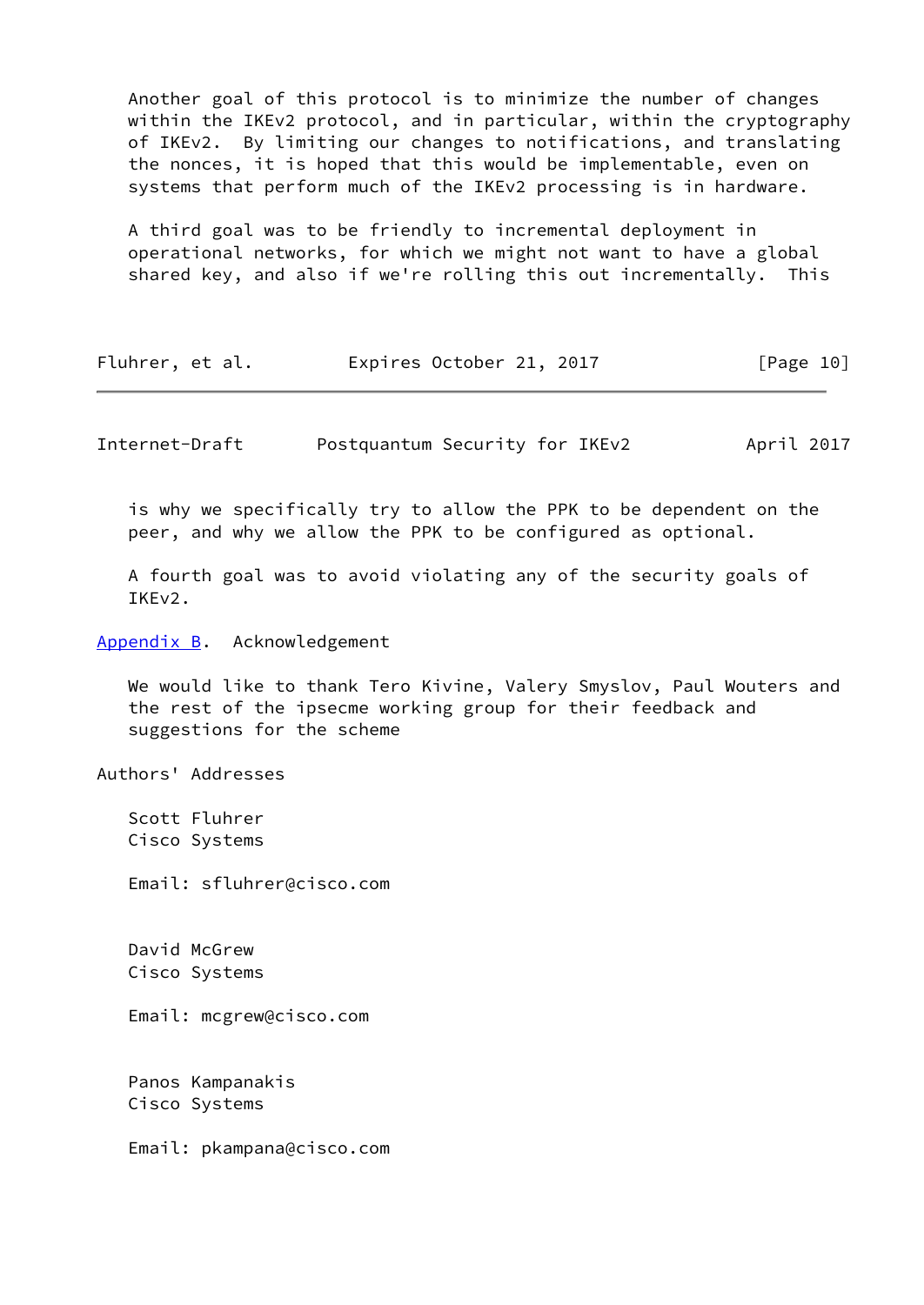Another goal of this protocol is to minimize the number of changes within the IKEv2 protocol, and in particular, within the cryptography of IKEv2. By limiting our changes to notifications, and translating the nonces, it is hoped that this would be implementable, even on systems that perform much of the IKEv2 processing is in hardware.

A third goal was to be friendly to incremental deployment in operational networks, for which we might not want to have a global shared key, and also if we're rolling this out incrementally. This is why we specifically try to allow the PPK to be dependent on the peer, and why we allow the PPK to be configured as optional.

A fourth goal was to avoid violating any of the security goals of IKEv2.

## Appendix B. Acknowledgement

We would like to thank Tero Kivine, Valery Smyslov, Paul Wouters and the rest of the ipsecme working group for their feedback and suggestions for the scheme

## Authors' Addresses

Scott Fluhrer
Cisco Systems

Email: sfluhrer@cisco.com

David McGrew
Cisco Systems

Email: mcgrew@cisco.com

Panos Kampanakis
Cisco Systems

Email: pkampana@cisco.com